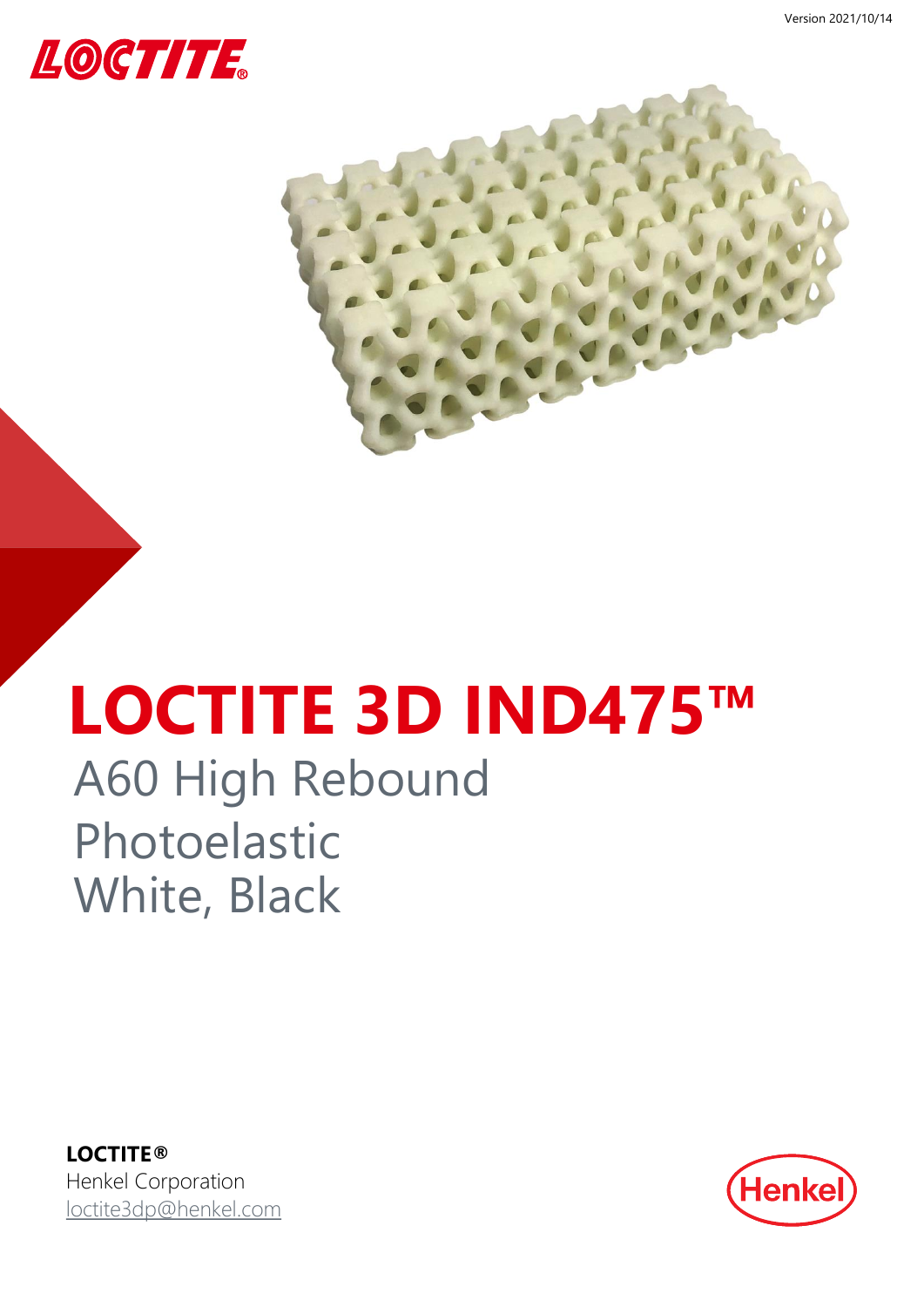Version 2021/10/14

LOCTITE

# LOCTITE 3D IND475™

## A60 High Rebound
## Photoelastic
## White, Black

**LOCTITE®**
Henkel Corporation
loctite3dp@henkel.com

Henkel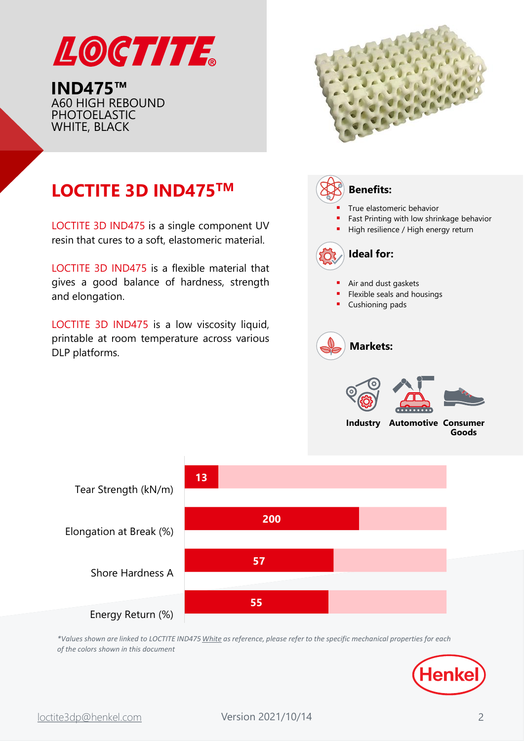# LOCTITE

**IND475™**
A60 HIGH REBOUND
PHOTOELASTIC
WHITE, BLACK

## LOCTITE 3D IND475™

LOCTITE 3D IND475 is a single component UV resin that cures to a soft, elastomeric material.

LOCTITE 3D IND475 is a flexible material that gives a good balance of hardness, strength and elongation.

LOCTITE 3D IND475 is a low viscosity liquid, printable at room temperature across various DLP platforms.

### Benefits:

- True elastomeric behavior
- Fast Printing with low shrinkage behavior
- High resilience / High energy return

### Ideal for:

- Air and dust gaskets
- Flexible seals and housings
- Cushioning pads

### Markets:

Industry | Automotive | Consumer Goods

| Property | Value |
|---|---|
| Tear Strength (kN/m) | 13 |
| Elongation at Break (%) | 200 |
| Shore Hardness A | 57 |
| Energy Return (%) | 55 |

*\*Values shown are linked to LOCTITE IND475 White as reference, please refer to the specific mechanical properties for each of the colors shown in this document*

Henkel

loctite3dp@henkel.com    Version 2021/10/14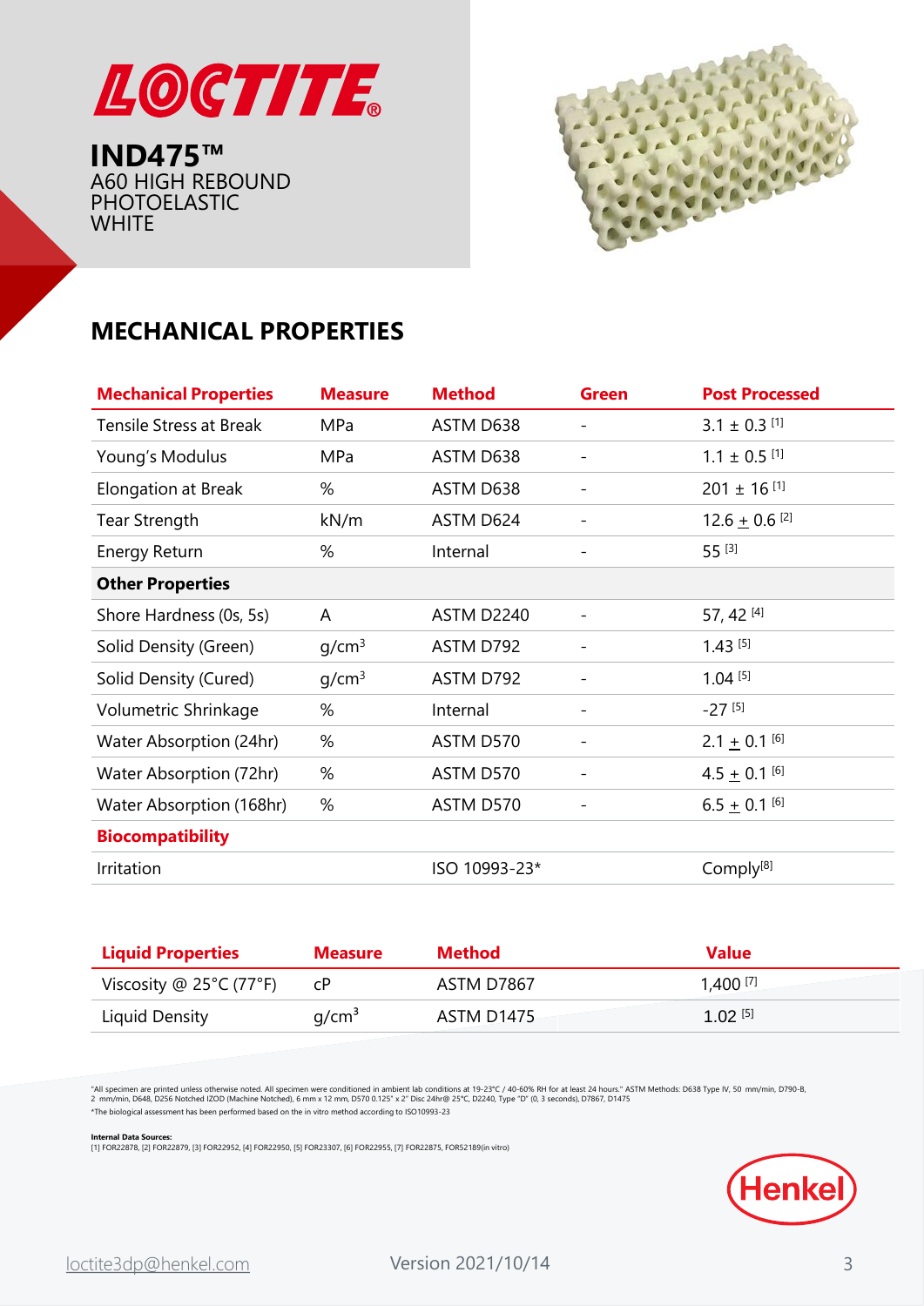# LOCTITE

**IND475™**
A60 HIGH REBOUND PHOTOELASTIC WHITE

## MECHANICAL PROPERTIES

| Mechanical Properties | Measure | Method | Green | Post Processed |
|---|---|---|---|---|
| Tensile Stress at Break | MPa | ASTM D638 | - | 3.1 ± 0.3 [1] |
| Young's Modulus | MPa | ASTM D638 | - | 1.1 ± 0.5 [1] |
| Elongation at Break | % | ASTM D638 | - | 201 ± 16 [1] |
| Tear Strength | kN/m | ASTM D624 | - | 12.6 ± 0.6 [2] |
| Energy Return | % | Internal | - | 55 [3] |
| **Other Properties** | | | | |
| Shore Hardness (0s, 5s) | A | ASTM D2240 | - | 57, 42 [4] |
| Solid Density (Green) | g/cm³ | ASTM D792 | - | 1.43 [5] |
| Solid Density (Cured) | g/cm³ | ASTM D792 | - | 1.04 [5] |
| Volumetric Shrinkage | % | Internal | - | -27 [5] |
| Water Absorption (24hr) | % | ASTM D570 | - | 2.1 ± 0.1 [6] |
| Water Absorption (72hr) | % | ASTM D570 | - | 4.5 ± 0.1 [6] |
| Water Absorption (168hr) | % | ASTM D570 | - | 6.5 ± 0.1 [6] |
| **Biocompatibility** | | | | |
| Irritation | | ISO 10993-23* | | Comply[8] |

| Liquid Properties | Measure | Method | Value |
|---|---|---|---|
| Viscosity @ 25°C (77°F) | cP | ASTM D7867 | 1,400 [7] |
| Liquid Density | g/cm³ | ASTM D1475 | 1.02 [5] |

"All specimen are printed unless otherwise noted. All specimen were conditioned in ambient lab conditions at 19-23°C / 40-60% RH for at least 24 hours." ASTM Methods: D638 Type IV, 50 mm/min, D790-B, 2 mm/min, D648, D256 Notched IZOD (Machine Notched), 6 mm x 12 mm, D570 0.125" x 2" Disc 24hr@ 25°C, D2240, Type "D" (0, 3 seconds), D7867, D1475
*The biological assessment has been performed based on the in vitro method according to ISO10993-23

**Internal Data Sources:**
[1] FOR22878, [2] FOR22879, [3] FOR22952, [4] FOR22950, [5] FOR23307, [6] FOR22955, [7] FOR22875, FOR52189(in vitro)

Henkel

loctite3dp@henkel.com

Version 2021/10/14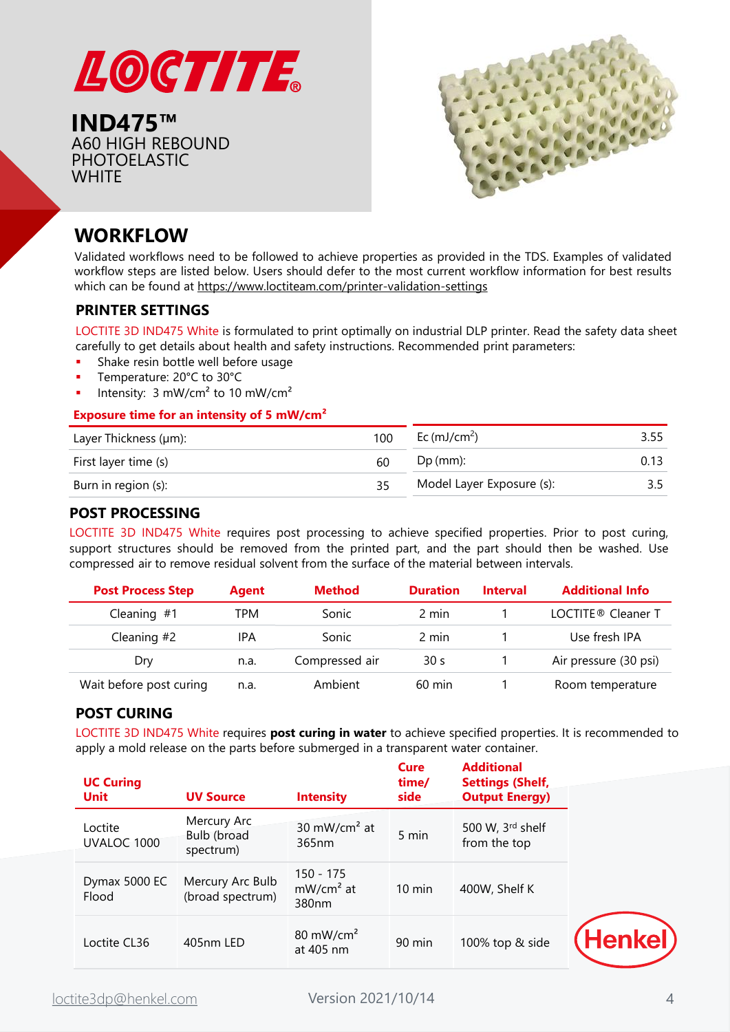# IND475™

A60 HIGH REBOUND PHOTOELASTIC WHITE

## WORKFLOW

Validated workflows need to be followed to achieve properties as provided in the TDS. Examples of validated workflow steps are listed below. Users should defer to the most current workflow information for best results which can be found at https://www.loctiteam.com/printer-validation-settings

### PRINTER SETTINGS

LOCTITE 3D IND475 White is formulated to print optimally on industrial DLP printer. Read the safety data sheet carefully to get details about health and safety instructions. Recommended print parameters:

- Shake resin bottle well before usage
- Temperature: 20°C to 30°C
- Intensity: 3 mW/cm² to 10 mW/cm²

**Exposure time for an intensity of 5 mW/cm²**

| | |
|---|---|
| Layer Thickness (µm): | 100 |
| First layer time (s) | 60 |
| Burn in region (s): | 35 |

| | |
|---|---|
| Ec (mJ/cm²) | 3.55 |
| Dp (mm): | 0.13 |
| Model Layer Exposure (s): | 3.5 |

### POST PROCESSING

LOCTITE 3D IND475 White requires post processing to achieve specified properties. Prior to post curing, support structures should be removed from the printed part, and the part should then be washed. Use compressed air to remove residual solvent from the surface of the material between intervals.

| Post Process Step | Agent | Method | Duration | Interval | Additional Info |
|---|---|---|---|---|---|
| Cleaning #1 | TPM | Sonic | 2 min | 1 | LOCTITE® Cleaner T |
| Cleaning #2 | IPA | Sonic | 2 min | 1 | Use fresh IPA |
| Dry | n.a. | Compressed air | 30 s | 1 | Air pressure (30 psi) |
| Wait before post curing | n.a. | Ambient | 60 min | 1 | Room temperature |

### POST CURING

LOCTITE 3D IND475 White requires **post curing in water** to achieve specified properties. It is recommended to apply a mold release on the parts before submerged in a transparent water container.

| UC Curing Unit | UV Source | Intensity | Cure time/ side | Additional Settings (Shelf, Output Energy) |
|---|---|---|---|---|
| Loctite UVALOC 1000 | Mercury Arc Bulb (broad spectrum) | 30 mW/cm² at 365nm | 5 min | 500 W, 3rd shelf from the top |
| Dymax 5000 EC Flood | Mercury Arc Bulb (broad spectrum) | 150 - 175 mW/cm² at 380nm | 10 min | 400W, Shelf K |
| Loctite CL36 | 405nm LED | 80 mW/cm² at 405 nm | 90 min | 100% top & side |

loctite3dp@henkel.com

Version 2021/10/14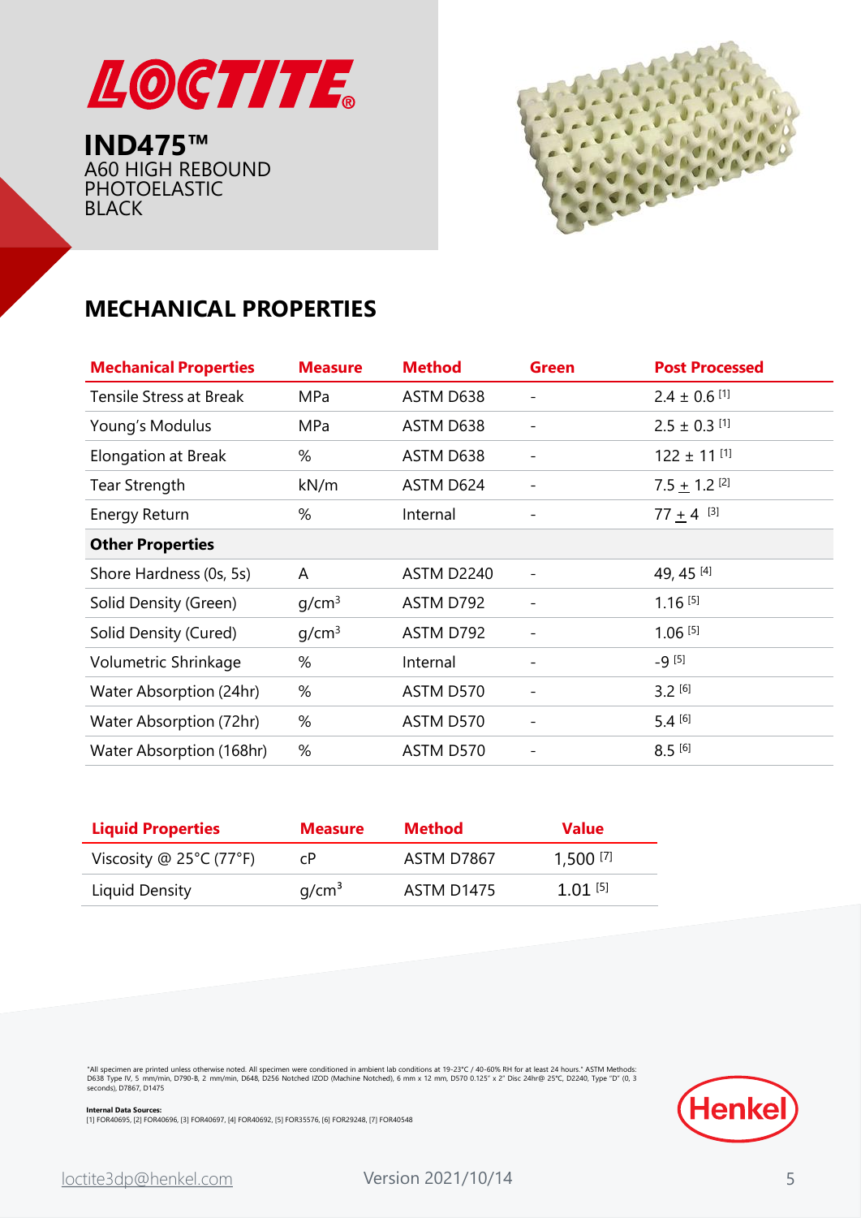LOCTITE®

**IND475™**
A60 HIGH REBOUND PHOTOELASTIC BLACK

## MECHANICAL PROPERTIES

| Mechanical Properties | Measure | Method | Green | Post Processed |
|---|---|---|---|---|
| Tensile Stress at Break | MPa | ASTM D638 | - | 2.4 ± 0.6 [1] |
| Young's Modulus | MPa | ASTM D638 | - | 2.5 ± 0.3 [1] |
| Elongation at Break | % | ASTM D638 | - | 122 ± 11 [1] |
| Tear Strength | kN/m | ASTM D624 | - | 7.5 ± 1.2 [2] |
| Energy Return | % | Internal | - | 77 ± 4 [3] |
| **Other Properties** | | | | |
| Shore Hardness (0s, 5s) | A | ASTM D2240 | - | 49, 45 [4] |
| Solid Density (Green) | $g/cm^3$ | ASTM D792 | - | 1.16 [5] |
| Solid Density (Cured) | $g/cm^3$ | ASTM D792 | - | 1.06 [5] |
| Volumetric Shrinkage | % | Internal | - | -9 [5] |
| Water Absorption (24hr) | % | ASTM D570 | - | 3.2 [6] |
| Water Absorption (72hr) | % | ASTM D570 | - | 5.4 [6] |
| Water Absorption (168hr) | % | ASTM D570 | - | 8.5 [6] |

| Liquid Properties | Measure | Method | Value |
|---|---|---|---|
| Viscosity @ 25°C (77°F) | cP | ASTM D7867 | 1,500 [7] |
| Liquid Density | $g/cm^3$ | ASTM D1475 | 1.01 [5] |

"All specimen are printed unless otherwise noted. All specimen were conditioned in ambient lab conditions at 19-23°C / 40-60% RH for at least 24 hours." ASTM Methods: D638 Type IV, 5 mm/min, D790-B, 2 mm/min, D648, D256 Notched IZOD (Machine Notched), 6 mm x 12 mm, D570 0.125" x 2" Disc 24hr@ 25°C, D2240, Type "D" (0, 3 seconds), D7867, D1475

**Internal Data Sources:**
[1] FOR40695, [2] FOR40696, [3] FOR40697, [4] FOR40692, [5] FOR35576, [6] FOR29248, [7] FOR40548

Henkel

loctite3dp@henkel.com

Version 2021/10/14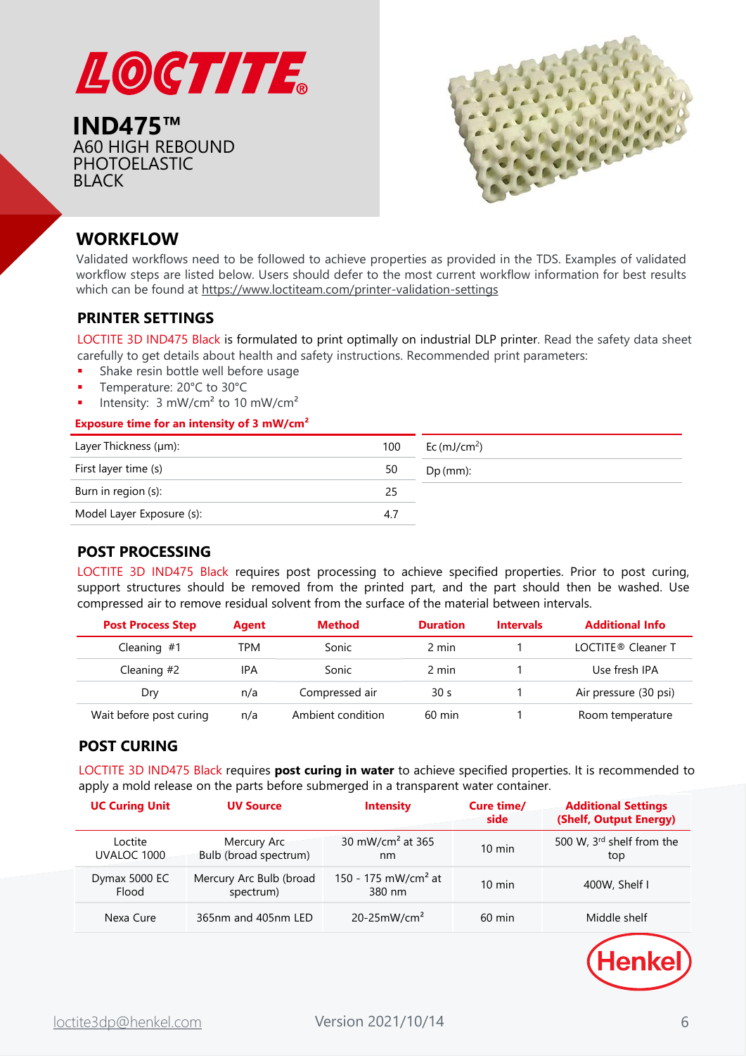LOCTITE®

# IND475™

A60 HIGH REBOUND PHOTOELASTIC BLACK

## WORKFLOW

Validated workflows need to be followed to achieve properties as provided in the TDS. Examples of validated workflow steps are listed below. Users should defer to the most current workflow information for best results which can be found at https://www.loctiteam.com/printer-validation-settings

### PRINTER SETTINGS

LOCTITE 3D IND475 Black is formulated to print optimally on industrial DLP printer. Read the safety data sheet carefully to get details about health and safety instructions. Recommended print parameters:

- Shake resin bottle well before usage
- Temperature: 20°C to 30°C
- Intensity: 3 mW/cm² to 10 mW/cm²

**Exposure time for an intensity of 3 mW/cm²**

| Parameter | Value |
|---|---|
| Layer Thickness (µm): | 100 |
| First layer time (s) | 50 |
| Burn in region (s): | 25 |
| Model Layer Exposure (s): | 4.7 |

| Parameter | Value |
|---|---|
| Ec (mJ/cm²) | |
| Dp (mm): | |

### POST PROCESSING

LOCTITE 3D IND475 Black requires post processing to achieve specified properties. Prior to post curing, support structures should be removed from the printed part, and the part should then be washed. Use compressed air to remove residual solvent from the surface of the material between intervals.

| Post Process Step | Agent | Method | Duration | Intervals | Additional Info |
|---|---|---|---|---|---|
| Cleaning #1 | TPM | Sonic | 2 min | 1 | LOCTITE® Cleaner T |
| Cleaning #2 | IPA | Sonic | 2 min | 1 | Use fresh IPA |
| Dry | n/a | Compressed air | 30 s | 1 | Air pressure (30 psi) |
| Wait before post curing | n/a | Ambient condition | 60 min | 1 | Room temperature |

### POST CURING

LOCTITE 3D IND475 Black requires **post curing in water** to achieve specified properties. It is recommended to apply a mold release on the parts before submerged in a transparent water container.

| UC Curing Unit | UV Source | Intensity | Cure time/ side | Additional Settings (Shelf, Output Energy) |
|---|---|---|---|---|
| Loctite UVALOC 1000 | Mercury Arc Bulb (broad spectrum) | 30 mW/cm² at 365 nm | 10 min | 500 W, 3rd shelf from the top |
| Dymax 5000 EC Flood | Mercury Arc Bulb (broad spectrum) | 150 - 175 mW/cm² at 380 nm | 10 min | 400W, Shelf I |
| Nexa Cure | 365nm and 405nm LED | 20-25mW/cm² | 60 min | Middle shelf |

Henkel

loctite3dp@henkel.com

Version 2021/10/14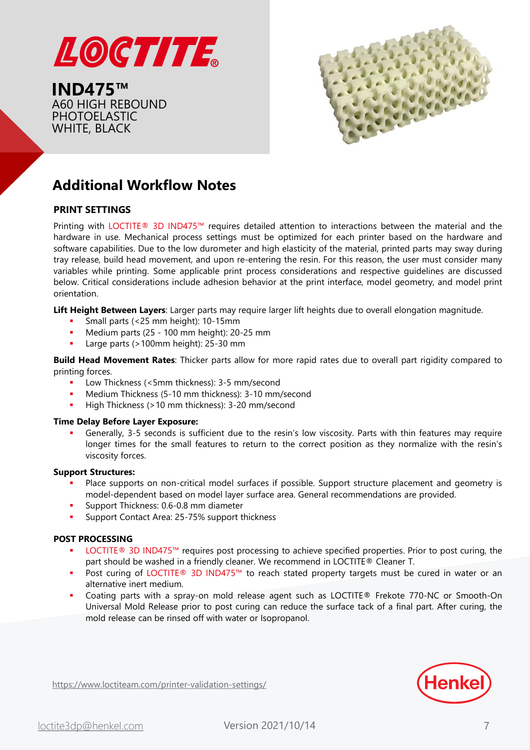# Additional Workflow Notes

### PRINT SETTINGS

Printing with LOCTITE® 3D IND475™ requires detailed attention to interactions between the material and the hardware in use. Mechanical process settings must be optimized for each printer based on the hardware and software capabilities. Due to the low durometer and high elasticity of the material, printed parts may sway during tray release, build head movement, and upon re-entering the resin. For this reason, the user must consider many variables while printing. Some applicable print process considerations and respective guidelines are discussed below. Critical considerations include adhesion behavior at the print interface, model geometry, and model print orientation.

**Lift Height Between Layers**: Larger parts may require larger lift heights due to overall elongation magnitude.

- Small parts (<25 mm height): 10-15mm
- Medium parts (25 - 100 mm height): 20-25 mm
- Large parts (>100mm height): 25-30 mm

**Build Head Movement Rates**: Thicker parts allow for more rapid rates due to overall part rigidity compared to printing forces.

- Low Thickness (<5mm thickness): 3-5 mm/second
- Medium Thickness (5-10 mm thickness): 3-10 mm/second
- High Thickness (>10 mm thickness): 3-20 mm/second

**Time Delay Before Layer Exposure:**

- Generally, 3-5 seconds is sufficient due to the resin's low viscosity. Parts with thin features may require longer times for the small features to return to the correct position as they normalize with the resin's viscosity forces.

**Support Structures:**

- Place supports on non-critical model surfaces if possible. Support structure placement and geometry is model-dependent based on model layer surface area. General recommendations are provided.
- Support Thickness: 0.6-0.8 mm diameter
- Support Contact Area: 25-75% support thickness

### POST PROCESSING

- LOCTITE® 3D IND475™ requires post processing to achieve specified properties. Prior to post curing, the part should be washed in a friendly cleaner. We recommend in LOCTITE® Cleaner T.
- Post curing of LOCTITE® 3D IND475™ to reach stated property targets must be cured in water or an alternative inert medium.
- Coating parts with a spray-on mold release agent such as LOCTITE® Frekote 770-NC or Smooth-On Universal Mold Release prior to post curing can reduce the surface tack of a final part. After curing, the mold release can be rinsed off with water or Isopropanol.

https://www.loctiteam.com/printer-validation-settings/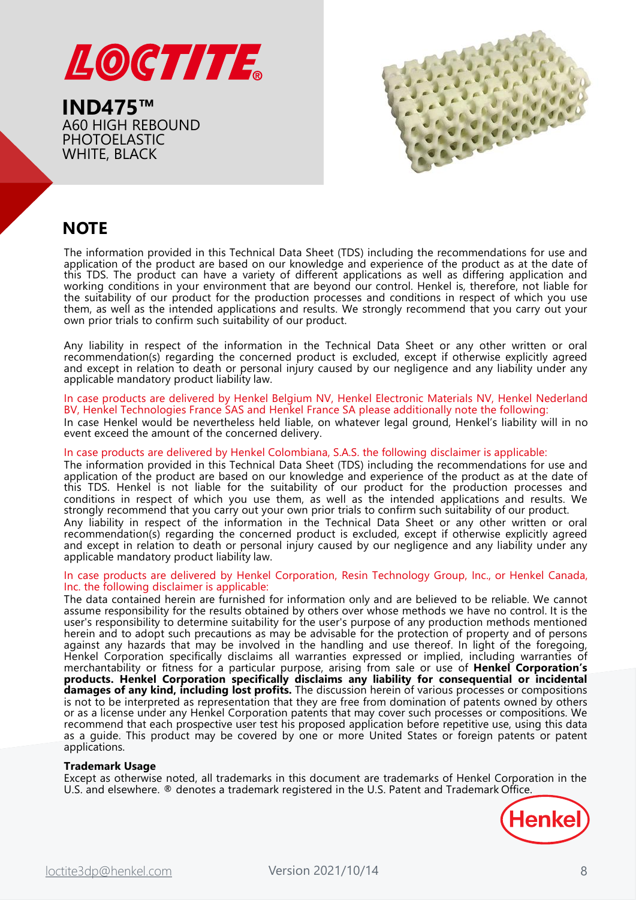# IND475™

A60 HIGH REBOUND
PHOTOELASTIC
WHITE, BLACK

## NOTE

The information provided in this Technical Data Sheet (TDS) including the recommendations for use and application of the product are based on our knowledge and experience of the product as at the date of this TDS. The product can have a variety of different applications as well as differing application and working conditions in your environment that are beyond our control. Henkel is, therefore, not liable for the suitability of our product for the production processes and conditions in respect of which you use them, as well as the intended applications and results. We strongly recommend that you carry out your own prior trials to confirm such suitability of our product.

Any liability in respect of the information in the Technical Data Sheet or any other written or oral recommendation(s) regarding the concerned product is excluded, except if otherwise explicitly agreed and except in relation to death or personal injury caused by our negligence and any liability under any applicable mandatory product liability law.

In case products are delivered by Henkel Belgium NV, Henkel Electronic Materials NV, Henkel Nederland BV, Henkel Technologies France SAS and Henkel France SA please additionally note the following:
In case Henkel would be nevertheless held liable, on whatever legal ground, Henkel's liability will in no event exceed the amount of the concerned delivery.

In case products are delivered by Henkel Colombiana, S.A.S. the following disclaimer is applicable:
The information provided in this Technical Data Sheet (TDS) including the recommendations for use and application of the product are based on our knowledge and experience of the product as at the date of this TDS. Henkel is not liable for the suitability of our product for the production processes and conditions in respect of which you use them, as well as the intended applications and results. We strongly recommend that you carry out your own prior trials to confirm such suitability of our product.
Any liability in respect of the information in the Technical Data Sheet or any other written or oral recommendation(s) regarding the concerned product is excluded, except if otherwise explicitly agreed and except in relation to death or personal injury caused by our negligence and any liability under any applicable mandatory product liability law.

In case products are delivered by Henkel Corporation, Resin Technology Group, Inc., or Henkel Canada, Inc. the following disclaimer is applicable:
The data contained herein are furnished for information only and are believed to be reliable. We cannot assume responsibility for the results obtained by others over whose methods we have no control. It is the user's responsibility to determine suitability for the user's purpose of any production methods mentioned herein and to adopt such precautions as may be advisable for the protection of property and of persons against any hazards that may be involved in the handling and use thereof. In light of the foregoing, Henkel Corporation specifically disclaims all warranties expressed or implied, including warranties of merchantability or fitness for a particular purpose, arising from sale or use of **Henkel Corporation's products. Henkel Corporation specifically disclaims any liability for consequential or incidental damages of any kind, including lost profits.** The discussion herein of various processes or compositions is not to be interpreted as representation that they are free from domination of patents owned by others or as a license under any Henkel Corporation patents that may cover such processes or compositions. We recommend that each prospective user test his proposed application before repetitive use, using this data as a guide. This product may be covered by one or more United States or foreign patents or patent applications.

**Trademark Usage**
Except as otherwise noted, all trademarks in this document are trademarks of Henkel Corporation in the U.S. and elsewhere. ® denotes a trademark registered in the U.S. Patent and Trademark Office.

loctite3dp@henkel.com

Version 2021/10/14